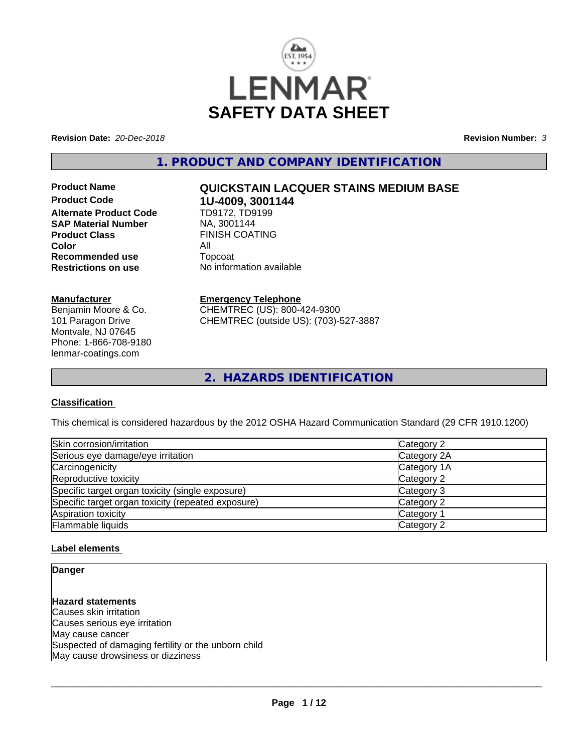# SAFETY DATA SHEET

**Revision Date:** *20-Dec-2018*

**Revision Number:** *3*

## 1. PRODUCT AND COMPANY IDENTIFICATION

| | |
|---|---|
| **Product Name** | **QUICKSTAIN LACQUER STAINS MEDIUM BASE** |
| **Product Code** | **1U-4009, 3001144** |
| **Alternate Product Code** | TD9172, TD9199 |
| **SAP Material Number** | NA, 3001144 |
| **Product Class** | FINISH COATING |
| **Color** | All |
| **Recommended use** | Topcoat |
| **Restrictions on use** | No information available |

**Manufacturer**
Benjamin Moore & Co.
101 Paragon Drive
Montvale, NJ 07645
Phone: 1-866-708-9180
lenmar-coatings.com

**Emergency Telephone**
CHEMTREC (US): 800-424-9300
CHEMTREC (outside US): (703)-527-3887

## 2. HAZARDS IDENTIFICATION

### Classification

This chemical is considered hazardous by the 2012 OSHA Hazard Communication Standard (29 CFR 1910.1200)

| | |
|---|---|
| Skin corrosion/irritation | Category 2 |
| Serious eye damage/eye irritation | Category 2A |
| Carcinogenicity | Category 1A |
| Reproductive toxicity | Category 2 |
| Specific target organ toxicity (single exposure) | Category 3 |
| Specific target organ toxicity (repeated exposure) | Category 2 |
| Aspiration toxicity | Category 1 |
| Flammable liquids | Category 2 |

### Label elements

**Danger**

**Hazard statements**
Causes skin irritation
Causes serious eye irritation
May cause cancer
Suspected of damaging fertility or the unborn child
May cause drowsiness or dizziness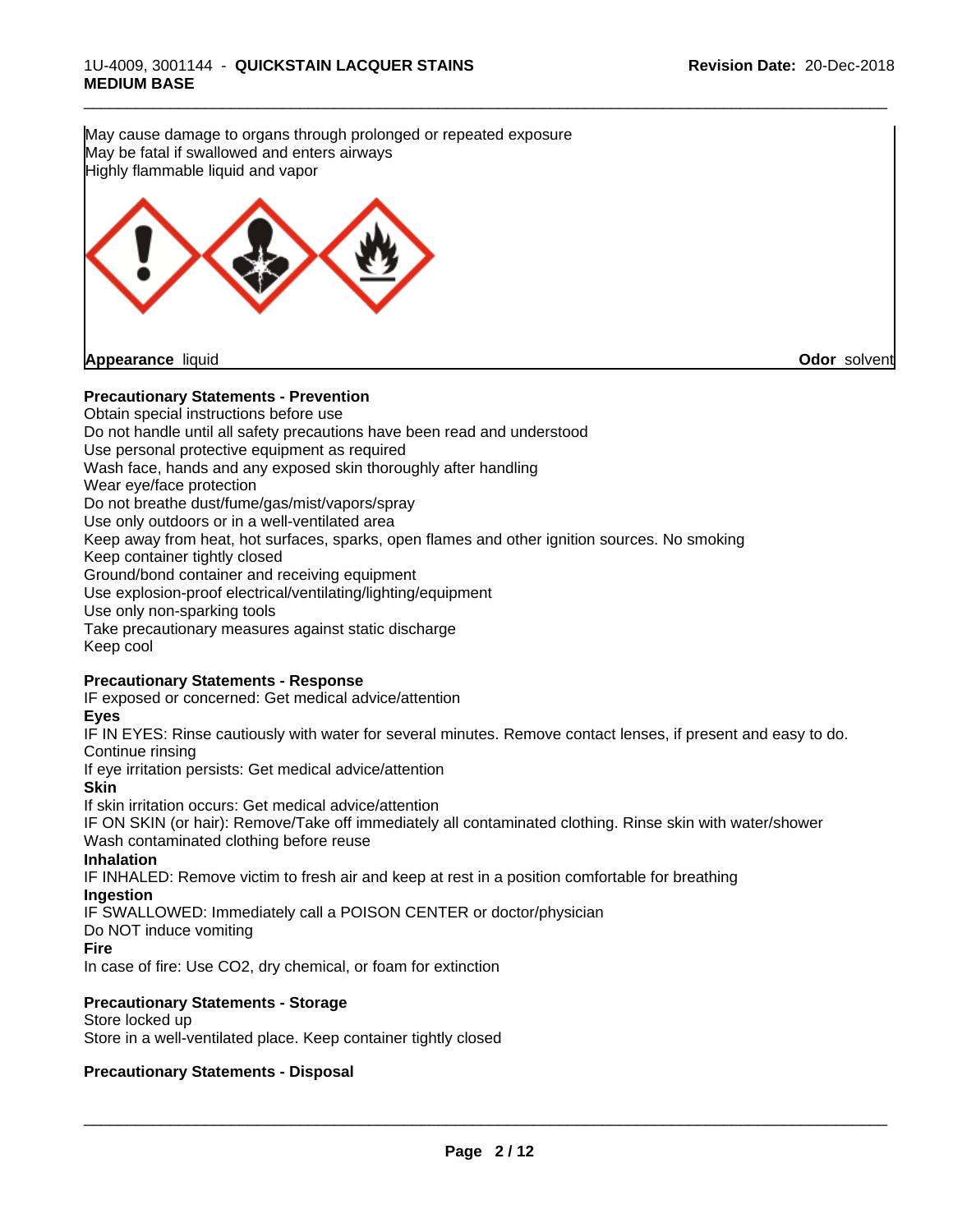May cause damage to organs through prolonged or repeated exposure
May be fatal if swallowed and enters airways
Highly flammable liquid and vapor

**Appearance** liquid **Odor** solvent

**Precautionary Statements - Prevention**

Obtain special instructions before use
Do not handle until all safety precautions have been read and understood
Use personal protective equipment as required
Wash face, hands and any exposed skin thoroughly after handling
Wear eye/face protection
Do not breathe dust/fume/gas/mist/vapors/spray
Use only outdoors or in a well-ventilated area
Keep away from heat, hot surfaces, sparks, open flames and other ignition sources. No smoking
Keep container tightly closed
Ground/bond container and receiving equipment
Use explosion-proof electrical/ventilating/lighting/equipment
Use only non-sparking tools
Take precautionary measures against static discharge
Keep cool

**Precautionary Statements - Response**

IF exposed or concerned: Get medical advice/attention

**Eyes**

IF IN EYES: Rinse cautiously with water for several minutes. Remove contact lenses, if present and easy to do. Continue rinsing
If eye irritation persists: Get medical advice/attention

**Skin**

If skin irritation occurs: Get medical advice/attention
IF ON SKIN (or hair): Remove/Take off immediately all contaminated clothing. Rinse skin with water/shower
Wash contaminated clothing before reuse

**Inhalation**

IF INHALED: Remove victim to fresh air and keep at rest in a position comfortable for breathing

**Ingestion**

IF SWALLOWED: Immediately call a POISON CENTER or doctor/physician
Do NOT induce vomiting

**Fire**

In case of fire: Use $CO_2$, dry chemical, or foam for extinction

**Precautionary Statements - Storage**

Store locked up
Store in a well-ventilated place. Keep container tightly closed

**Precautionary Statements - Disposal**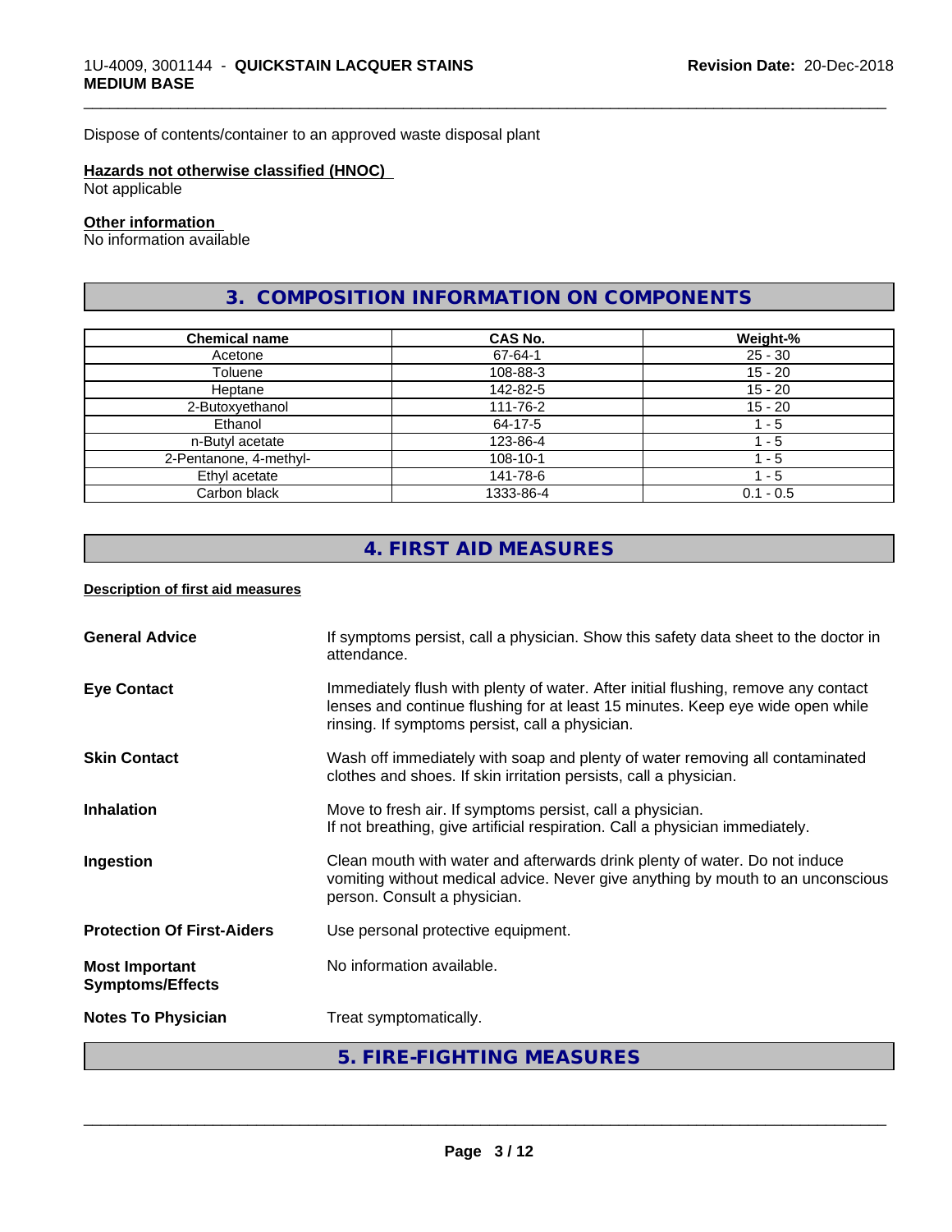Dispose of contents/container to an approved waste disposal plant

**Hazards not otherwise classified (HNOC)**
Not applicable

**Other information**
No information available

## 3. COMPOSITION INFORMATION ON COMPONENTS

| Chemical name | CAS No. | Weight-% |
|---|---|---|
| Acetone | 67-64-1 | 25 - 30 |
| Toluene | 108-88-3 | 15 - 20 |
| Heptane | 142-82-5 | 15 - 20 |
| 2-Butoxyethanol | 111-76-2 | 15 - 20 |
| Ethanol | 64-17-5 | 1 - 5 |
| n-Butyl acetate | 123-86-4 | 1 - 5 |
| 2-Pentanone, 4-methyl- | 108-10-1 | 1 - 5 |
| Ethyl acetate | 141-78-6 | 1 - 5 |
| Carbon black | 1333-86-4 | 0.1 - 0.5 |

## 4. FIRST AID MEASURES

**Description of first aid measures**

**General Advice**
If symptoms persist, call a physician. Show this safety data sheet to the doctor in attendance.

**Eye Contact**
Immediately flush with plenty of water. After initial flushing, remove any contact lenses and continue flushing for at least 15 minutes. Keep eye wide open while rinsing. If symptoms persist, call a physician.

**Skin Contact**
Wash off immediately with soap and plenty of water removing all contaminated clothes and shoes. If skin irritation persists, call a physician.

**Inhalation**
Move to fresh air. If symptoms persist, call a physician.
If not breathing, give artificial respiration. Call a physician immediately.

**Ingestion**
Clean mouth with water and afterwards drink plenty of water. Do not induce vomiting without medical advice. Never give anything by mouth to an unconscious person. Consult a physician.

**Protection Of First-Aiders**
Use personal protective equipment.

**Most Important Symptoms/Effects**
No information available.

**Notes To Physician**
Treat symptomatically.

## 5. FIRE-FIGHTING MEASURES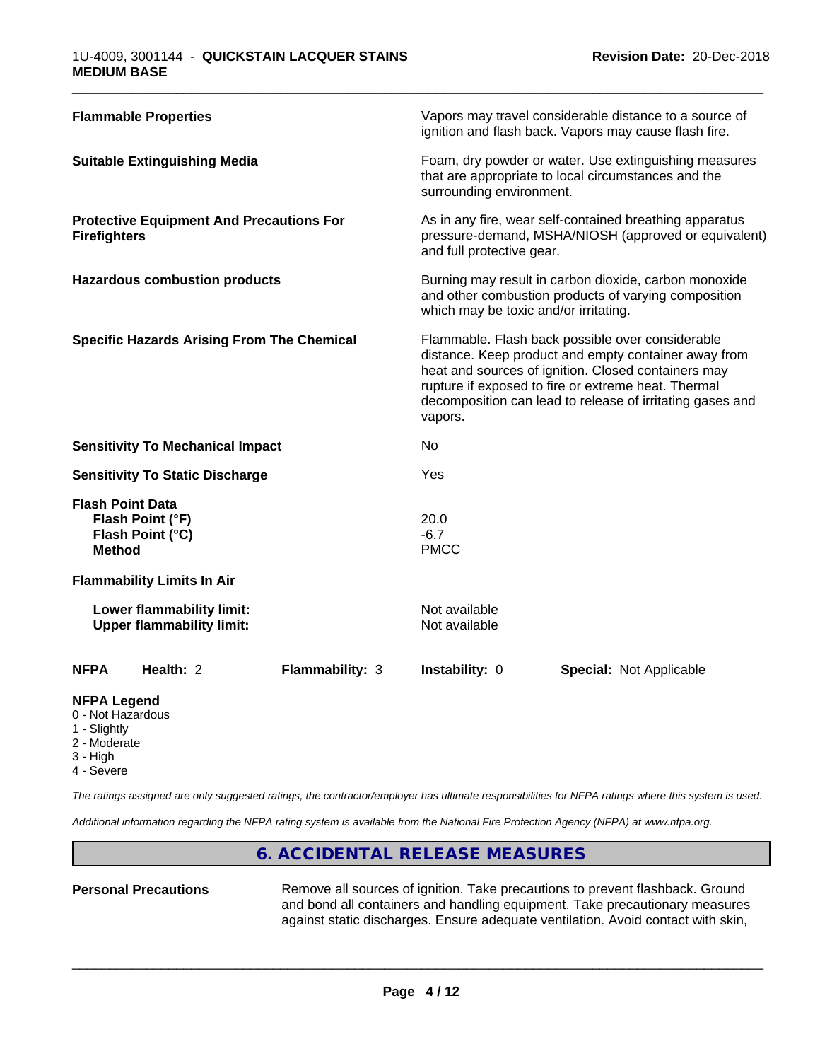**Flammable Properties** Vapors may travel considerable distance to a source of ignition and flash back. Vapors may cause flash fire.

**Suitable Extinguishing Media** Foam, dry powder or water. Use extinguishing measures that are appropriate to local circumstances and the surrounding environment.

**Protective Equipment And Precautions For Firefighters** As in any fire, wear self-contained breathing apparatus pressure-demand, MSHA/NIOSH (approved or equivalent) and full protective gear.

**Hazardous combustion products** Burning may result in carbon dioxide, carbon monoxide and other combustion products of varying composition which may be toxic and/or irritating.

**Specific Hazards Arising From The Chemical** Flammable. Flash back possible over considerable distance. Keep product and empty container away from heat and sources of ignition. Closed containers may rupture if exposed to fire or extreme heat. Thermal decomposition can lead to release of irritating gases and vapors.

**Sensitivity To Mechanical Impact** No

**Sensitivity To Static Discharge** Yes

**Flash Point Data**

| | |
|---|---|
| **Flash Point (°F)** | 20.0 |
| **Flash Point (°C)** | -6.7 |
| **Method** | PMCC |

**Flammability Limits In Air**

| | |
|---|---|
| **Lower flammability limit:** | Not available |
| **Upper flammability limit:** | Not available |

| **NFPA** | **Health:** 2 | **Flammability:** 3 | **Instability:** 0 | **Special:** Not Applicable |
|---|---|---|---|---|

**NFPA Legend**
- 0 - Not Hazardous
- 1 - Slightly
- 2 - Moderate
- 3 - High
- 4 - Severe

*The ratings assigned are only suggested ratings, the contractor/employer has ultimate responsibilities for NFPA ratings where this system is used.*

*Additional information regarding the NFPA rating system is available from the National Fire Protection Agency (NFPA) at www.nfpa.org.*

## 6. ACCIDENTAL RELEASE MEASURES

**Personal Precautions** Remove all sources of ignition. Take precautions to prevent flashback. Ground and bond all containers and handling equipment. Take precautionary measures against static discharges. Ensure adequate ventilation. Avoid contact with skin,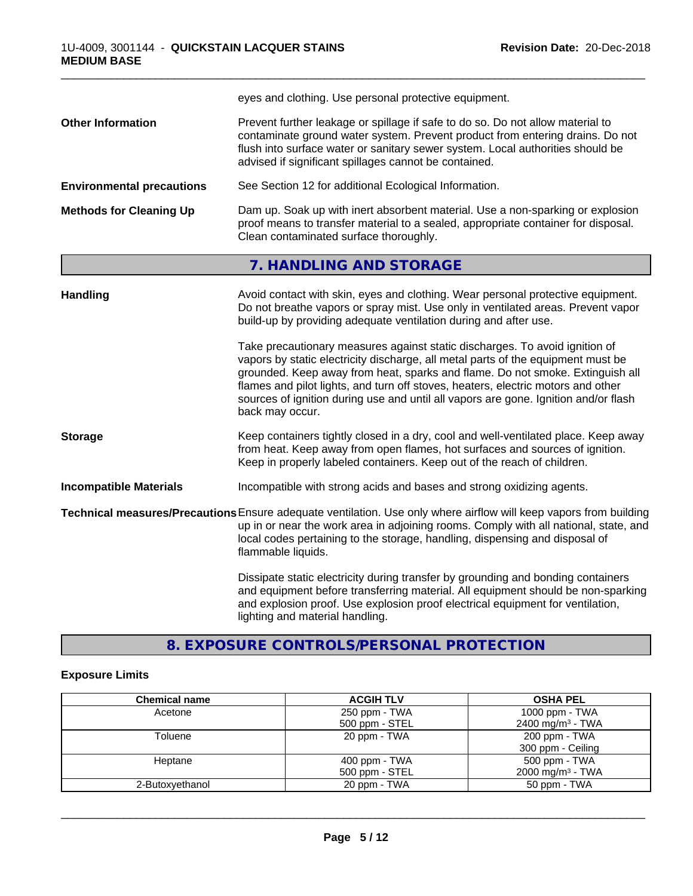eyes and clothing. Use personal protective equipment.

**Other Information**

Prevent further leakage or spillage if safe to do so. Do not allow material to contaminate ground water system. Prevent product from entering drains. Do not flush into surface water or sanitary sewer system. Local authorities should be advised if significant spillages cannot be contained.

**Environmental precautions**

See Section 12 for additional Ecological Information.

**Methods for Cleaning Up**

Dam up. Soak up with inert absorbent material. Use a non-sparking or explosion proof means to transfer material to a sealed, appropriate container for disposal. Clean contaminated surface thoroughly.

## 7. HANDLING AND STORAGE

**Handling**

Avoid contact with skin, eyes and clothing. Wear personal protective equipment. Do not breathe vapors or spray mist. Use only in ventilated areas. Prevent vapor build-up by providing adequate ventilation during and after use.

Take precautionary measures against static discharges. To avoid ignition of vapors by static electricity discharge, all metal parts of the equipment must be grounded. Keep away from heat, sparks and flame. Do not smoke. Extinguish all flames and pilot lights, and turn off stoves, heaters, electric motors and other sources of ignition during use and until all vapors are gone. Ignition and/or flash back may occur.

**Storage**

Keep containers tightly closed in a dry, cool and well-ventilated place. Keep away from heat. Keep away from open flames, hot surfaces and sources of ignition. Keep in properly labeled containers. Keep out of the reach of children.

**Incompatible Materials**

Incompatible with strong acids and bases and strong oxidizing agents.

**Technical measures/Precautions**

Ensure adequate ventilation. Use only where airflow will keep vapors from building up in or near the work area in adjoining rooms. Comply with all national, state, and local codes pertaining to the storage, handling, dispensing and disposal of flammable liquids.

Dissipate static electricity during transfer by grounding and bonding containers and equipment before transferring material. All equipment should be non-sparking and explosion proof. Use explosion proof electrical equipment for ventilation, lighting and material handling.

## 8. EXPOSURE CONTROLS/PERSONAL PROTECTION

**Exposure Limits**

| Chemical name | ACGIH TLV | OSHA PEL |
|---|---|---|
| Acetone | 250 ppm - TWA<br>500 ppm - STEL | 1000 ppm - TWA<br>2400 mg/m³ - TWA |
| Toluene | 20 ppm - TWA | 200 ppm - TWA<br>300 ppm - Ceiling |
| Heptane | 400 ppm - TWA<br>500 ppm - STEL | 500 ppm - TWA<br>2000 mg/m³ - TWA |
| 2-Butoxyethanol | 20 ppm - TWA | 50 ppm - TWA |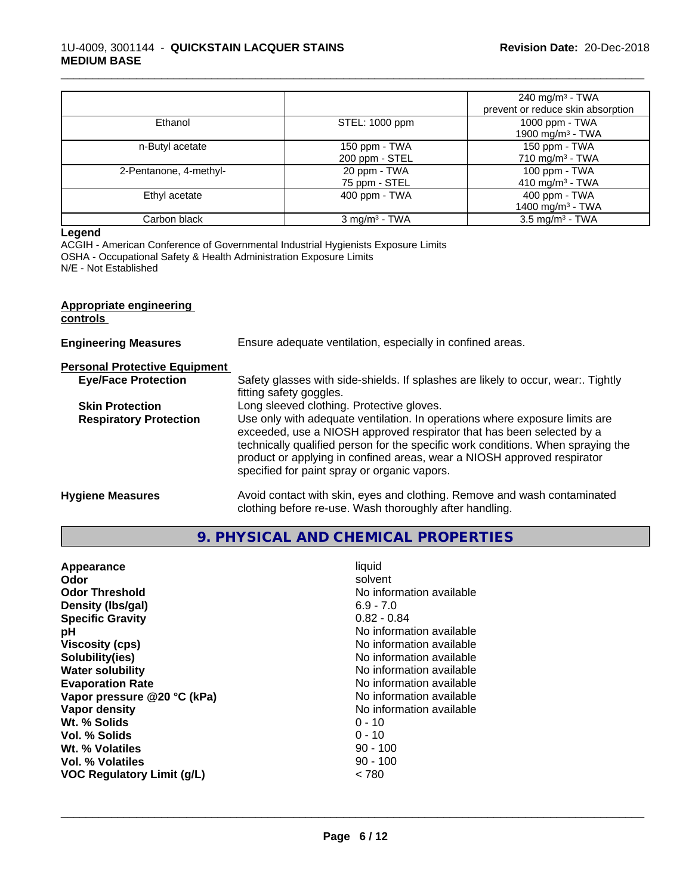| | | |
|---|---|---|
| | | 240 mg/m³ - TWA<br>prevent or reduce skin absorption |
| Ethanol | STEL: 1000 ppm | 1000 ppm - TWA<br>1900 mg/m³ - TWA |
| n-Butyl acetate | 150 ppm - TWA<br>200 ppm - STEL | 150 ppm - TWA<br>710 mg/m³ - TWA |
| 2-Pentanone, 4-methyl- | 20 ppm - TWA<br>75 ppm - STEL | 100 ppm - TWA<br>410 mg/m³ - TWA |
| Ethyl acetate | 400 ppm - TWA | 400 ppm - TWA<br>1400 mg/m³ - TWA |
| Carbon black | 3 mg/m³ - TWA | 3.5 mg/m³ - TWA |

**Legend**

ACGIH - American Conference of Governmental Industrial Hygienists Exposure Limits
OSHA - Occupational Safety & Health Administration Exposure Limits
N/E - Not Established

**Appropriate engineering controls**

**Engineering Measures** Ensure adequate ventilation, especially in confined areas.

**Personal Protective Equipment**

**Eye/Face Protection** Safety glasses with side-shields. If splashes are likely to occur, wear:. Tightly fitting safety goggles.

**Skin Protection** Long sleeved clothing. Protective gloves.

**Respiratory Protection** Use only with adequate ventilation. In operations where exposure limits are exceeded, use a NIOSH approved respirator that has been selected by a technically qualified person for the specific work conditions. When spraying the product or applying in confined areas, wear a NIOSH approved respirator specified for paint spray or organic vapors.

**Hygiene Measures** Avoid contact with skin, eyes and clothing. Remove and wash contaminated clothing before re-use. Wash thoroughly after handling.

## 9. PHYSICAL AND CHEMICAL PROPERTIES

| | |
|---|---|
| **Appearance** | liquid |
| **Odor** | solvent |
| **Odor Threshold** | No information available |
| **Density (lbs/gal)** | 6.9 - 7.0 |
| **Specific Gravity** | 0.82 - 0.84 |
| **pH** | No information available |
| **Viscosity (cps)** | No information available |
| **Solubility(ies)** | No information available |
| **Water solubility** | No information available |
| **Evaporation Rate** | No information available |
| **Vapor pressure @20 °C (kPa)** | No information available |
| **Vapor density** | No information available |
| **Wt. % Solids** | 0 - 10 |
| **Vol. % Solids** | 0 - 10 |
| **Wt. % Volatiles** | 90 - 100 |
| **Vol. % Volatiles** | 90 - 100 |
| **VOC Regulatory Limit (g/L)** | < 780 |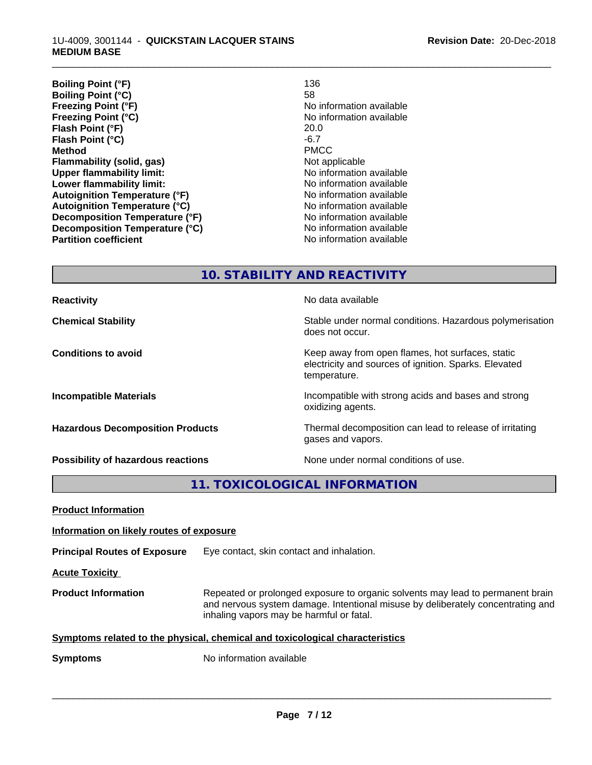| | |
|---|---|
| **Boiling Point (°F)** | 136 |
| **Boiling Point (°C)** | 58 |
| **Freezing Point (°F)** | No information available |
| **Freezing Point (°C)** | No information available |
| **Flash Point (°F)** | 20.0 |
| **Flash Point (°C)** | -6.7 |
| **Method** | PMCC |
| **Flammability (solid, gas)** | Not applicable |
| **Upper flammability limit:** | No information available |
| **Lower flammability limit:** | No information available |
| **Autoignition Temperature (°F)** | No information available |
| **Autoignition Temperature (°C)** | No information available |
| **Decomposition Temperature (°F)** | No information available |
| **Decomposition Temperature (°C)** | No information available |
| **Partition coefficient** | No information available |

## 10. STABILITY AND REACTIVITY

| | |
|---|---|
| **Reactivity** | No data available |
| **Chemical Stability** | Stable under normal conditions. Hazardous polymerisation does not occur. |
| **Conditions to avoid** | Keep away from open flames, hot surfaces, static electricity and sources of ignition. Sparks. Elevated temperature. |
| **Incompatible Materials** | Incompatible with strong acids and bases and strong oxidizing agents. |
| **Hazardous Decomposition Products** | Thermal decomposition can lead to release of irritating gases and vapors. |
| **Possibility of hazardous reactions** | None under normal conditions of use. |

## 11. TOXICOLOGICAL INFORMATION

**Product Information**

**Information on likely routes of exposure**

**Principal Routes of Exposure** Eye contact, skin contact and inhalation.

**Acute Toxicity**

**Product Information** Repeated or prolonged exposure to organic solvents may lead to permanent brain and nervous system damage. Intentional misuse by deliberately concentrating and inhaling vapors may be harmful or fatal.

**Symptoms related to the physical, chemical and toxicological characteristics**

**Symptoms** No information available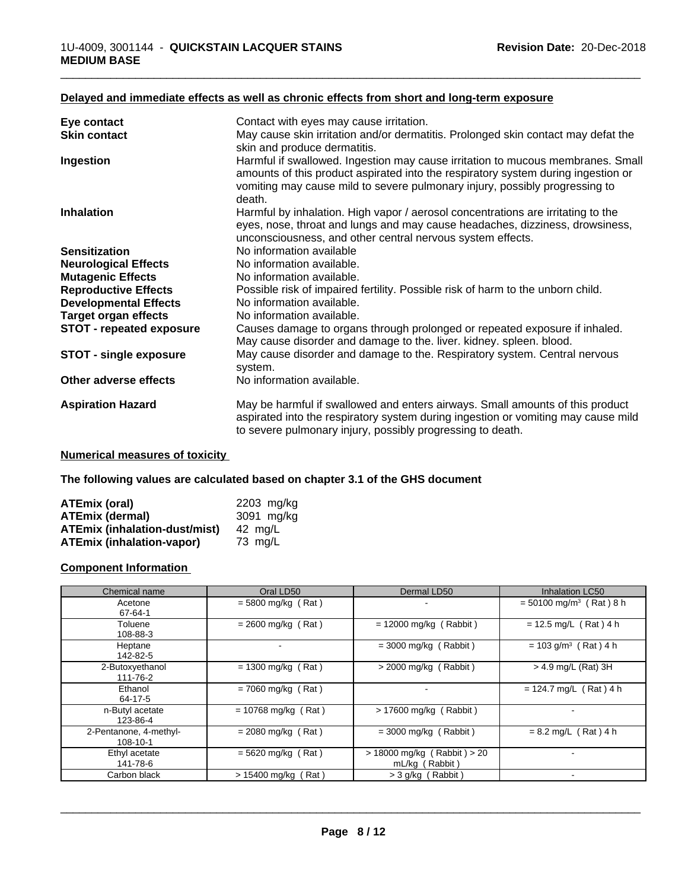### Delayed and immediate effects as well as chronic effects from short and long-term exposure

| | |
|---|---|
| **Eye contact** | Contact with eyes may cause irritation. |
| **Skin contact** | May cause skin irritation and/or dermatitis. Prolonged skin contact may defat the skin and produce dermatitis. |
| **Ingestion** | Harmful if swallowed. Ingestion may cause irritation to mucous membranes. Small amounts of this product aspirated into the respiratory system during ingestion or vomiting may cause mild to severe pulmonary injury, possibly progressing to death. |
| **Inhalation** | Harmful by inhalation. High vapor / aerosol concentrations are irritating to the eyes, nose, throat and lungs and may cause headaches, dizziness, drowsiness, unconsciousness, and other central nervous system effects. |
| **Sensitization** | No information available |
| **Neurological Effects** | No information available. |
| **Mutagenic Effects** | No information available. |
| **Reproductive Effects** | Possible risk of impaired fertility. Possible risk of harm to the unborn child. |
| **Developmental Effects** | No information available. |
| **Target organ effects** | No information available. |
| **STOT - repeated exposure** | Causes damage to organs through prolonged or repeated exposure if inhaled. May cause disorder and damage to the. liver. kidney. spleen. blood. |
| **STOT - single exposure** | May cause disorder and damage to the. Respiratory system. Central nervous system. |
| **Other adverse effects** | No information available. |
| **Aspiration Hazard** | May be harmful if swallowed and enters airways. Small amounts of this product aspirated into the respiratory system during ingestion or vomiting may cause mild to severe pulmonary injury, possibly progressing to death. |

### Numerical measures of toxicity

**The following values are calculated based on chapter 3.1 of the GHS document**

| | |
|---|---|
| **ATEmix (oral)** | 2203 mg/kg |
| **ATEmix (dermal)** | 3091 mg/kg |
| **ATEmix (inhalation-dust/mist)** | 42 mg/L |
| **ATEmix (inhalation-vapor)** | 73 mg/L |

### Component Information

| Chemical name | Oral LD50 | Dermal LD50 | Inhalation LC50 |
|---|---|---|---|
| Acetone<br>67-64-1 | = 5800 mg/kg ( Rat ) | - | = 50100 mg/m$^3$ ( Rat ) 8 h |
| Toluene<br>108-88-3 | = 2600 mg/kg ( Rat ) | = 12000 mg/kg ( Rabbit ) | = 12.5 mg/L ( Rat ) 4 h |
| Heptane<br>142-82-5 | - | = 3000 mg/kg ( Rabbit ) | = 103 g/m$^3$ ( Rat ) 4 h |
| 2-Butoxyethanol<br>111-76-2 | = 1300 mg/kg ( Rat ) | > 2000 mg/kg ( Rabbit ) | > 4.9 mg/L (Rat) 3H |
| Ethanol<br>64-17-5 | = 7060 mg/kg ( Rat ) | - | = 124.7 mg/L ( Rat ) 4 h |
| n-Butyl acetate<br>123-86-4 | = 10768 mg/kg ( Rat ) | > 17600 mg/kg ( Rabbit ) | - |
| 2-Pentanone, 4-methyl-<br>108-10-1 | = 2080 mg/kg ( Rat ) | = 3000 mg/kg ( Rabbit ) | = 8.2 mg/L ( Rat ) 4 h |
| Ethyl acetate<br>141-78-6 | = 5620 mg/kg ( Rat ) | > 18000 mg/kg ( Rabbit ) > 20 mL/kg ( Rabbit ) | - |
| Carbon black | > 15400 mg/kg ( Rat ) | > 3 g/kg ( Rabbit ) | - |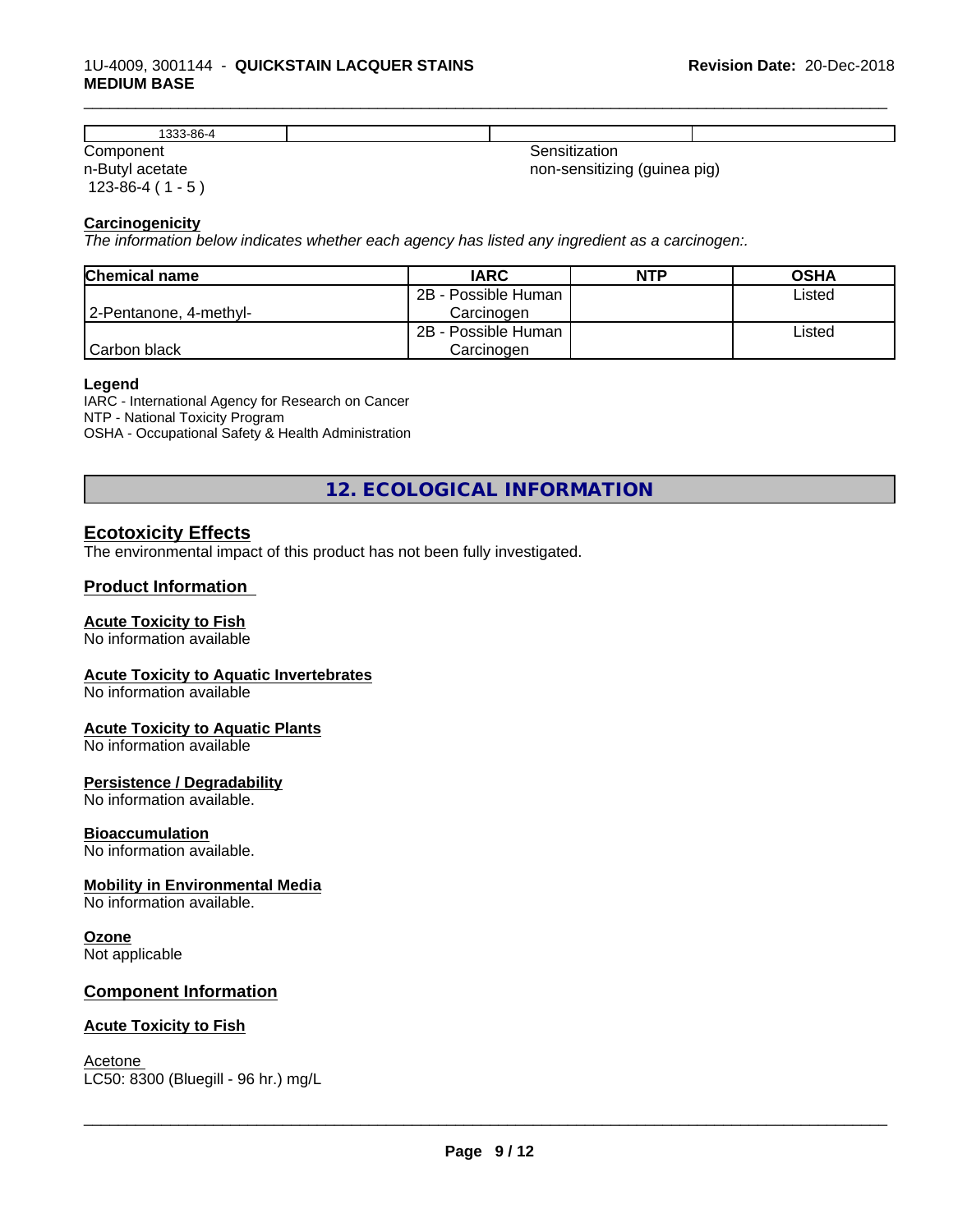| 1333-86-4 | | | |
|---|---|---|---|

| Component | Sensitization |
|---|---|
| n-Butyl acetate<br>123-86-4 ( 1 - 5 ) | non-sensitizing (guinea pig) |

**Carcinogenicity**

*The information below indicates whether each agency has listed any ingredient as a carcinogen:.*

| Chemical name | IARC | NTP | OSHA |
|---|---|---|---|
| 2-Pentanone, 4-methyl- | 2B - Possible Human Carcinogen | | Listed |
| Carbon black | 2B - Possible Human Carcinogen | | Listed |

**Legend**

IARC - International Agency for Research on Cancer
NTP - National Toxicity Program
OSHA - Occupational Safety & Health Administration

## 12. ECOLOGICAL INFORMATION

### Ecotoxicity Effects

The environmental impact of this product has not been fully investigated.

### Product Information

**Acute Toxicity to Fish**
No information available

**Acute Toxicity to Aquatic Invertebrates**
No information available

**Acute Toxicity to Aquatic Plants**
No information available

**Persistence / Degradability**
No information available.

**Bioaccumulation**
No information available.

**Mobility in Environmental Media**
No information available.

**Ozone**
Not applicable

### Component Information

**Acute Toxicity to Fish**

Acetone
LC50: 8300 (Bluegill - 96 hr.) mg/L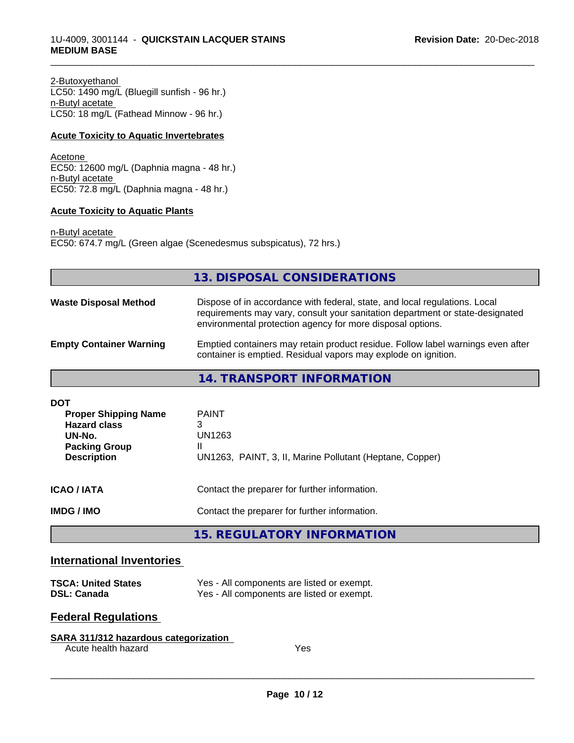2-Butoxyethanol
LC50: 1490 mg/L (Bluegill sunfish - 96 hr.)
n-Butyl acetate
LC50: 18 mg/L (Fathead Minnow - 96 hr.)

**Acute Toxicity to Aquatic Invertebrates**

Acetone
EC50: 12600 mg/L (Daphnia magna - 48 hr.)
n-Butyl acetate
EC50: 72.8 mg/L (Daphnia magna - 48 hr.)

**Acute Toxicity to Aquatic Plants**

n-Butyl acetate
EC50: 674.7 mg/L (Green algae (Scenedesmus subspicatus), 72 hrs.)

## 13. DISPOSAL CONSIDERATIONS

**Waste Disposal Method** Dispose of in accordance with federal, state, and local regulations. Local requirements may vary, consult your sanitation department or state-designated environmental protection agency for more disposal options.

**Empty Container Warning** Emptied containers may retain product residue. Follow label warnings even after container is emptied. Residual vapors may explode on ignition.

## 14. TRANSPORT INFORMATION

**DOT**

| | |
|---|---|
| **Proper Shipping Name** | PAINT |
| **Hazard class** | 3 |
| **UN-No.** | UN1263 |
| **Packing Group** | II |
| **Description** | UN1263, PAINT, 3, II, Marine Pollutant (Heptane, Copper) |

**ICAO / IATA** Contact the preparer for further information.

**IMDG / IMO** Contact the preparer for further information.

## 15. REGULATORY INFORMATION

### International Inventories

| | |
|---|---|
| **TSCA: United States** | Yes - All components are listed or exempt. |
| **DSL: Canada** | Yes - All components are listed or exempt. |

### Federal Regulations

**SARA 311/312 hazardous categorization**

| | |
|---|---|
| Acute health hazard | Yes |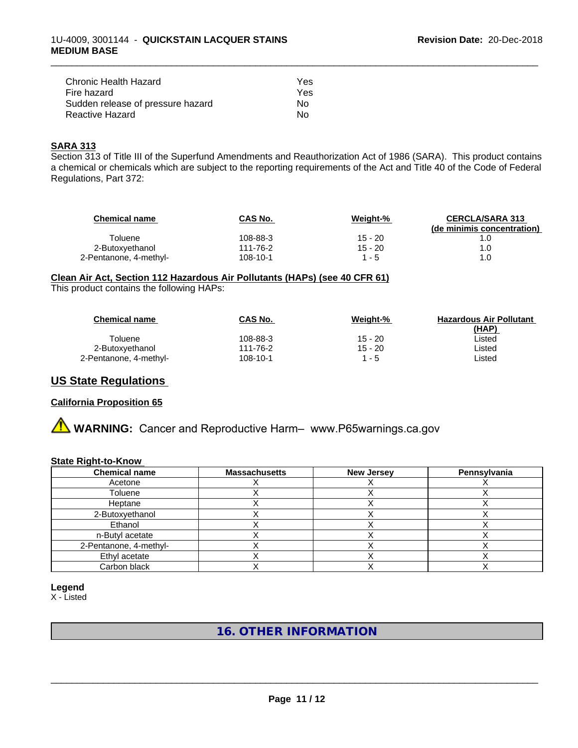| | |
|---|---|
| Chronic Health Hazard | Yes |
| Fire hazard | Yes |
| Sudden release of pressure hazard | No |
| Reactive Hazard | No |

**SARA 313**

Section 313 of Title III of the Superfund Amendments and Reauthorization Act of 1986 (SARA). This product contains a chemical or chemicals which are subject to the reporting requirements of the Act and Title 40 of the Code of Federal Regulations, Part 372:

| Chemical name | CAS No. | Weight-% | CERCLA/SARA 313 (de minimis concentration) |
|---|---|---|---|
| Toluene | 108-88-3 | 15 - 20 | 1.0 |
| 2-Butoxyethanol | 111-76-2 | 15 - 20 | 1.0 |
| 2-Pentanone, 4-methyl- | 108-10-1 | 1 - 5 | 1.0 |

**Clean Air Act, Section 112 Hazardous Air Pollutants (HAPs) (see 40 CFR 61)**

This product contains the following HAPs:

| Chemical name | CAS No. | Weight-% | Hazardous Air Pollutant (HAP) |
|---|---|---|---|
| Toluene | 108-88-3 | 15 - 20 | Listed |
| 2-Butoxyethanol | 111-76-2 | 15 - 20 | Listed |
| 2-Pentanone, 4-methyl- | 108-10-1 | 1 - 5 | Listed |

## US State Regulations

**California Proposition 65**

⚠ **WARNING:** Cancer and Reproductive Harm– www.P65warnings.ca.gov

**State Right-to-Know**

| Chemical name | Massachusetts | New Jersey | Pennsylvania |
|---|---|---|---|
| Acetone | X | X | X |
| Toluene | X | X | X |
| Heptane | X | X | X |
| 2-Butoxyethanol | X | X | X |
| Ethanol | X | X | X |
| n-Butyl acetate | X | X | X |
| 2-Pentanone, 4-methyl- | X | X | X |
| Ethyl acetate | X | X | X |
| Carbon black | X | X | X |

**Legend**

X - Listed

## 16. OTHER INFORMATION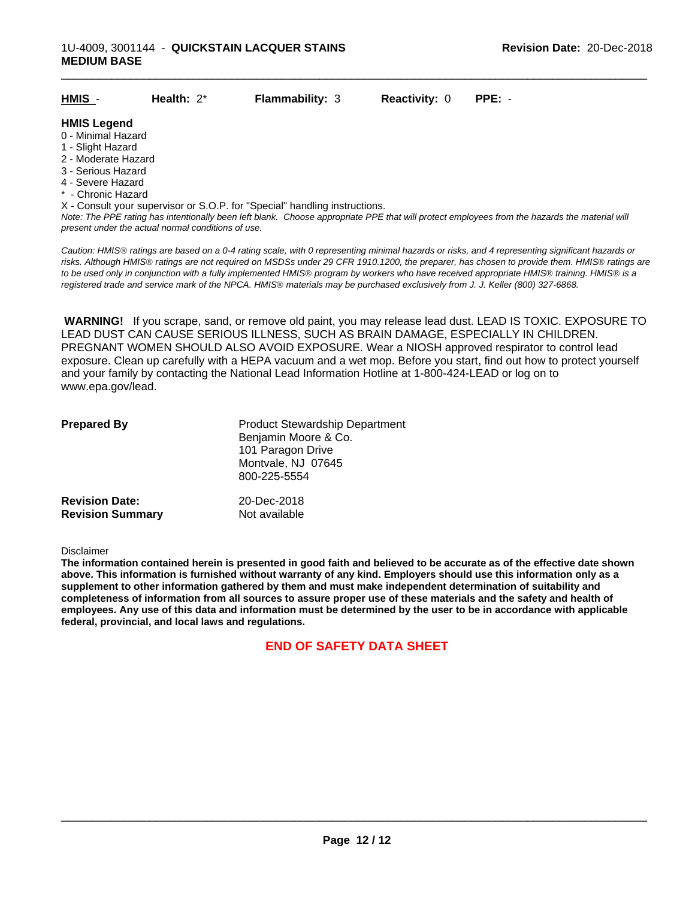| HMIS - | Health: 2* | Flammability: 3 | Reactivity: 0 | PPE: - |
|---|---|---|---|---|

**HMIS Legend**

0 - Minimal Hazard
1 - Slight Hazard
2 - Moderate Hazard
3 - Serious Hazard
4 - Severe Hazard
* - Chronic Hazard
X - Consult your supervisor or S.O.P. for "Special" handling instructions.

*Note: The PPE rating has intentionally been left blank. Choose appropriate PPE that will protect employees from the hazards the material will present under the actual normal conditions of use.*

*Caution: HMIS® ratings are based on a 0-4 rating scale, with 0 representing minimal hazards or risks, and 4 representing significant hazards or risks. Although HMIS® ratings are not required on MSDSs under 29 CFR 1910.1200, the preparer, has chosen to provide them. HMIS® ratings are to be used only in conjunction with a fully implemented HMIS® program by workers who have received appropriate HMIS® training. HMIS® is a registered trade and service mark of the NPCA. HMIS® materials may be purchased exclusively from J. J. Keller (800) 327-6868.*

**WARNING!** If you scrape, sand, or remove old paint, you may release lead dust. LEAD IS TOXIC. EXPOSURE TO LEAD DUST CAN CAUSE SERIOUS ILLNESS, SUCH AS BRAIN DAMAGE, ESPECIALLY IN CHILDREN. PREGNANT WOMEN SHOULD ALSO AVOID EXPOSURE. Wear a NIOSH approved respirator to control lead exposure. Clean up carefully with a HEPA vacuum and a wet mop. Before you start, find out how to protect yourself and your family by contacting the National Lead Information Hotline at 1-800-424-LEAD or log on to www.epa.gov/lead.

| | |
|---|---|
| **Prepared By** | Product Stewardship Department<br>Benjamin Moore & Co.<br>101 Paragon Drive<br>Montvale, NJ 07645<br>800-225-5554 |
| **Revision Date:** | 20-Dec-2018 |
| **Revision Summary** | Not available |

Disclaimer

**The information contained herein is presented in good faith and believed to be accurate as of the effective date shown above. This information is furnished without warranty of any kind. Employers should use this information only as a supplement to other information gathered by them and must make independent determination of suitability and completeness of information from all sources to assure proper use of these materials and the safety and health of employees. Any use of this data and information must be determined by the user to be in accordance with applicable federal, provincial, and local laws and regulations.**

**END OF SAFETY DATA SHEET**